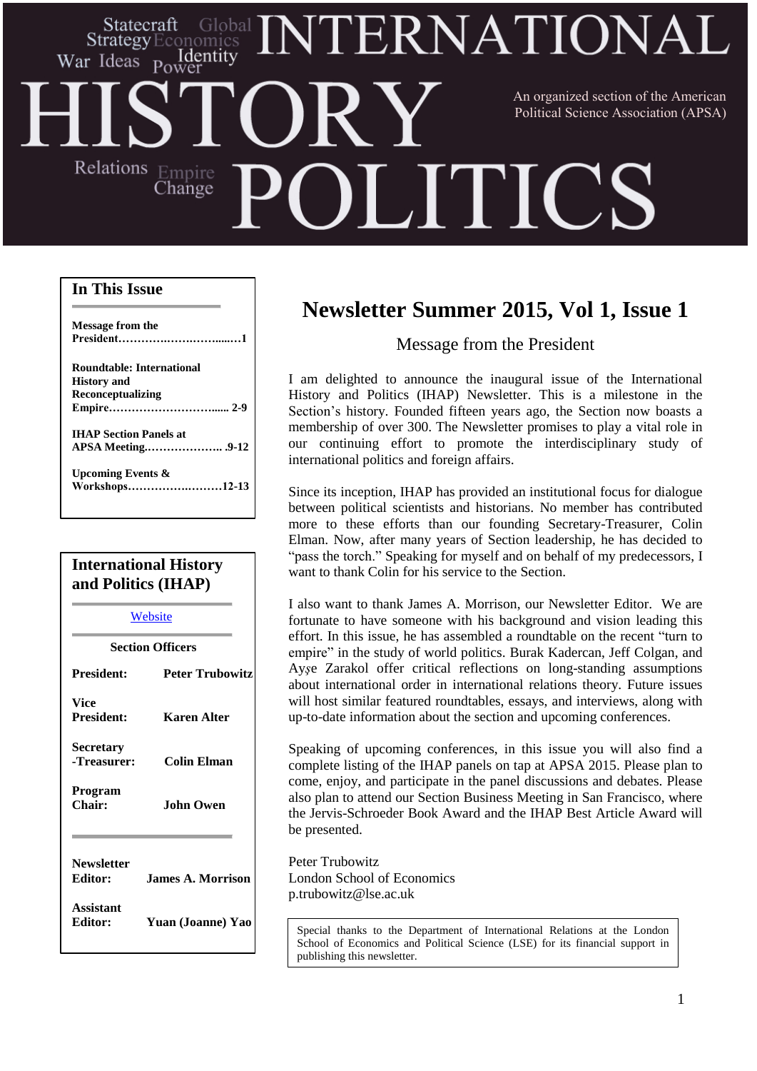# INTERNATIONAL HISTORY POLITICS

Statecraft Global Strategy Economics War Ideas Power Identity Relations Empire Change

An organized section of the American Political Science Association (APSA)

## In This Issue

**Message from the President…………………………1**

**Roundtable: International History and Reconceptualizing Empire………………………… 2-9**

**IHAP Section Panels at APSA Meeting……………… 9-12**

**Upcoming Events & Workshops…………………12-13**

## International History and Politics (IHAP)

[Website]

**Section Officers**

**President:** Peter Trubowitz

**Vice President:** Karen Alter

**Secretary-Treasurer:** Colin Elman

**Program Chair:** John Owen

**Newsletter Editor:** James A. Morrison

**Assistant Editor:** Yuan (Joanne) Yao

# Newsletter Summer 2015, Vol 1, Issue 1

## Message from the President

I am delighted to announce the inaugural issue of the International History and Politics (IHAP) Newsletter. This is a milestone in the Section's history. Founded fifteen years ago, the Section now boasts a membership of over 300. The Newsletter promises to play a vital role in our continuing effort to promote the interdisciplinary study of international politics and foreign affairs.

Since its inception, IHAP has provided an institutional focus for dialogue between political scientists and historians. No member has contributed more to these efforts than our founding Secretary-Treasurer, Colin Elman. Now, after many years of Section leadership, he has decided to "pass the torch." Speaking for myself and on behalf of my predecessors, I want to thank Colin for his service to the Section.

I also want to thank James A. Morrison, our Newsletter Editor. We are fortunate to have someone with his background and vision leading this effort. In this issue, he has assembled a roundtable on the recent "turn to empire" in the study of world politics. Burak Kadercan, Jeff Colgan, and Ayşe Zarakol offer critical reflections on long-standing assumptions about international order in international relations theory. Future issues will host similar featured roundtables, essays, and interviews, along with up-to-date information about the section and upcoming conferences.

Speaking of upcoming conferences, in this issue you will also find a complete listing of the IHAP panels on tap at APSA 2015. Please plan to come, enjoy, and participate in the panel discussions and debates. Please also plan to attend our Section Business Meeting in San Francisco, where the Jervis-Schroeder Book Award and the IHAP Best Article Award will be presented.

Peter Trubowitz
London School of Economics
p.trubowitz@lse.ac.uk

Special thanks to the Department of International Relations at the London School of Economics and Political Science (LSE) for its financial support in publishing this newsletter.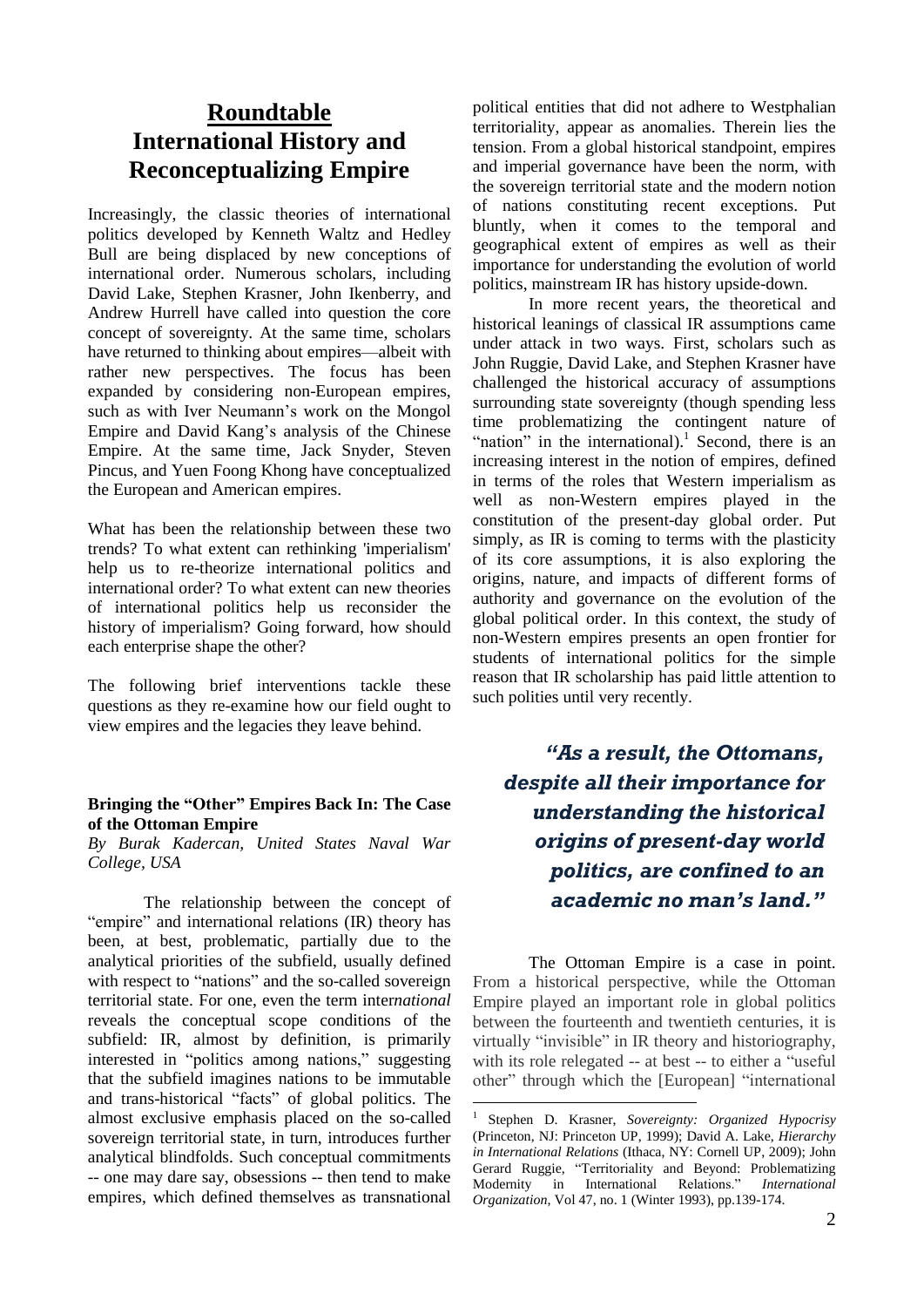# Roundtable

# International History and Reconceptualizing Empire

Increasingly, the classic theories of international politics developed by Kenneth Waltz and Hedley Bull are being displaced by new conceptions of international order. Numerous scholars, including David Lake, Stephen Krasner, John Ikenberry, and Andrew Hurrell have called into question the core concept of sovereignty. At the same time, scholars have returned to thinking about empires—albeit with rather new perspectives. The focus has been expanded by considering non-European empires, such as with Iver Neumann's work on the Mongol Empire and David Kang's analysis of the Chinese Empire. At the same time, Jack Snyder, Steven Pincus, and Yuen Foong Khong have conceptualized the European and American empires.

What has been the relationship between these two trends? To what extent can rethinking 'imperialism' help us to re-theorize international politics and international order? To what extent can new theories of international politics help us reconsider the history of imperialism? Going forward, how should each enterprise shape the other?

The following brief interventions tackle these questions as they re-examine how our field ought to view empires and the legacies they leave behind.

**Bringing the "Other" Empires Back In: The Case of the Ottoman Empire**

*By Burak Kadercan, United States Naval War College, USA*

The relationship between the concept of "empire" and international relations (IR) theory has been, at best, problematic, partially due to the analytical priorities of the subfield, usually defined with respect to "nations" and the so-called sovereign territorial state. For one, even the term inter*national* reveals the conceptual scope conditions of the subfield: IR, almost by definition, is primarily interested in "politics among nations," suggesting that the subfield imagines nations to be immutable and trans-historical "facts" of global politics. The almost exclusive emphasis placed on the so-called sovereign territorial state, in turn, introduces further analytical blindfolds. Such conceptual commitments -- one may dare say, obsessions -- then tend to make empires, which defined themselves as transnational political entities that did not adhere to Westphalian territoriality, appear as anomalies. Therein lies the tension. From a global historical standpoint, empires and imperial governance have been the norm, with the sovereign territorial state and the modern notion of nations constituting recent exceptions. Put bluntly, when it comes to the temporal and geographical extent of empires as well as their importance for understanding the evolution of world politics, mainstream IR has history upside-down.

In more recent years, the theoretical and historical leanings of classical IR assumptions came under attack in two ways. First, scholars such as John Ruggie, David Lake, and Stephen Krasner have challenged the historical accuracy of assumptions surrounding state sovereignty (though spending less time problematizing the contingent nature of "nation" in the international).[1] Second, there is an increasing interest in the notion of empires, defined in terms of the roles that Western imperialism as well as non-Western empires played in the constitution of the present-day global order. Put simply, as IR is coming to terms with the plasticity of its core assumptions, it is also exploring the origins, nature, and impacts of different forms of authority and governance on the evolution of the global political order. In this context, the study of non-Western empires presents an open frontier for students of international politics for the simple reason that IR scholarship has paid little attention to such polities until very recently.

> ***"As a result, the Ottomans, despite all their importance for understanding the historical origins of present-day world politics, are confined to an academic no man's land."***

The Ottoman Empire is a case in point. From a historical perspective, while the Ottoman Empire played an important role in global politics between the fourteenth and twentieth centuries, it is virtually "invisible" in IR theory and historiography, with its role relegated -- at best -- to either a "useful other" through which the [European] "international

[1] Stephen D. Krasner, *Sovereignty: Organized Hypocrisy* (Princeton, NJ: Princeton UP, 1999); David A. Lake, *Hierarchy in International Relations* (Ithaca, NY: Cornell UP, 2009); John Gerard Ruggie, "Territoriality and Beyond: Problematizing Modernity in International Relations." *International Organization*, Vol 47, no. 1 (Winter 1993), pp.139-174.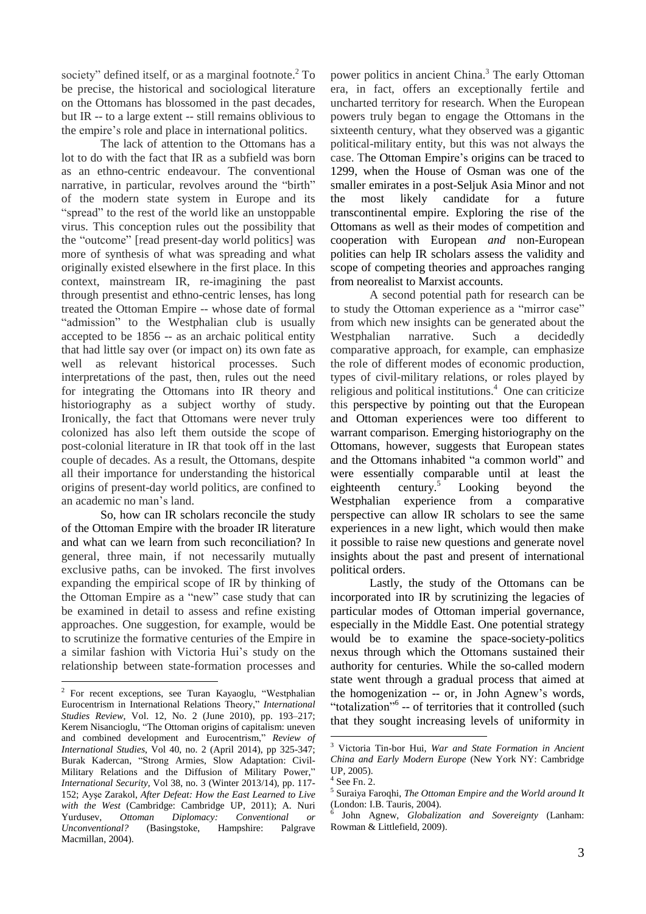society" defined itself, or as a marginal footnote.[2] To be precise, the historical and sociological literature on the Ottomans has blossomed in the past decades, but IR -- to a large extent -- still remains oblivious to the empire's role and place in international politics.

The lack of attention to the Ottomans has a lot to do with the fact that IR as a subfield was born as an ethno-centric endeavour. The conventional narrative, in particular, revolves around the "birth" of the modern state system in Europe and its "spread" to the rest of the world like an unstoppable virus. This conception rules out the possibility that the "outcome" [read present-day world politics] was more of synthesis of what was spreading and what originally existed elsewhere in the first place. In this context, mainstream IR, re-imagining the past through presentist and ethno-centric lenses, has long treated the Ottoman Empire -- whose date of formal "admission" to the Westphalian club is usually accepted to be 1856 -- as an archaic political entity that had little say over (or impact on) its own fate as well as relevant historical processes. Such interpretations of the past, then, rules out the need for integrating the Ottomans into IR theory and historiography as a subject worthy of study. Ironically, the fact that Ottomans were never truly colonized has also left them outside the scope of post-colonial literature in IR that took off in the last couple of decades. As a result, the Ottomans, despite all their importance for understanding the historical origins of present-day world politics, are confined to an academic no man's land.

So, how can IR scholars reconcile the study of the Ottoman Empire with the broader IR literature and what can we learn from such reconciliation? In general, three main, if not necessarily mutually exclusive paths, can be invoked. The first involves expanding the empirical scope of IR by thinking of the Ottoman Empire as a "new" case study that can be examined in detail to assess and refine existing approaches. One suggestion, for example, would be to scrutinize the formative centuries of the Empire in a similar fashion with Victoria Hui's study on the relationship between state-formation processes and power politics in ancient China.[3] The early Ottoman era, in fact, offers an exceptionally fertile and uncharted territory for research. When the European powers truly began to engage the Ottomans in the sixteenth century, what they observed was a gigantic political-military entity, but this was not always the case. The Ottoman Empire's origins can be traced to 1299, when the House of Osman was one of the smaller emirates in a post-Seljuk Asia Minor and not the most likely candidate for a future transcontinental empire. Exploring the rise of the Ottomans as well as their modes of competition and cooperation with European *and* non-European polities can help IR scholars assess the validity and scope of competing theories and approaches ranging from neorealist to Marxist accounts.

A second potential path for research can be to study the Ottoman experience as a "mirror case" from which new insights can be generated about the Westphalian narrative. Such a decidedly comparative approach, for example, can emphasize the role of different modes of economic production, types of civil-military relations, or roles played by religious and political institutions.[4] One can criticize this perspective by pointing out that the European and Ottoman experiences were too different to warrant comparison. Emerging historiography on the Ottomans, however, suggests that European states and the Ottomans inhabited "a common world" and were essentially comparable until at least the eighteenth century.[5] Looking beyond the Westphalian experience from a comparative perspective can allow IR scholars to see the same experiences in a new light, which would then make it possible to raise new questions and generate novel insights about the past and present of international political orders.

Lastly, the study of the Ottomans can be incorporated into IR by scrutinizing the legacies of particular modes of Ottoman imperial governance, especially in the Middle East. One potential strategy would be to examine the space-society-politics nexus through which the Ottomans sustained their authority for centuries. While the so-called modern state went through a gradual process that aimed at the homogenization -- or, in John Agnew's words, "totalization"[6] -- of territories that it controlled (such that they sought increasing levels of uniformity in

---

[2] For recent exceptions, see Turan Kayaoglu, "Westphalian Eurocentrism in International Relations Theory," *International Studies Review*, Vol. 12, No. 2 (June 2010), pp. 193–217; Kerem Nisancioglu, "The Ottoman origins of capitalism: uneven and combined development and Eurocentrism," *Review of International Studies*, Vol 40, no. 2 (April 2014), pp 325-347; Burak Kadercan, "Strong Armies, Slow Adaptation: Civil-Military Relations and the Diffusion of Military Power," *International Security*, Vol 38, no. 3 (Winter 2013/14), pp. 117-152; Ayşe Zarakol, *After Defeat: How the East Learned to Live with the West* (Cambridge: Cambridge UP, 2011); A. Nuri Yurdusev, *Ottoman Diplomacy: Conventional or Unconventional?* (Basingstoke, Hampshire: Palgrave Macmillan, 2004).

[3] Victoria Tin-bor Hui, *War and State Formation in Ancient China and Early Modern Europe* (New York NY: Cambridge UP, 2005).

[4] See Fn. 2.

[5] Suraiya Faroqhi, *The Ottoman Empire and the World around It* (London: I.B. Tauris, 2004).

[6] John Agnew, *Globalization and Sovereignty* (Lanham: Rowman & Littlefield, 2009).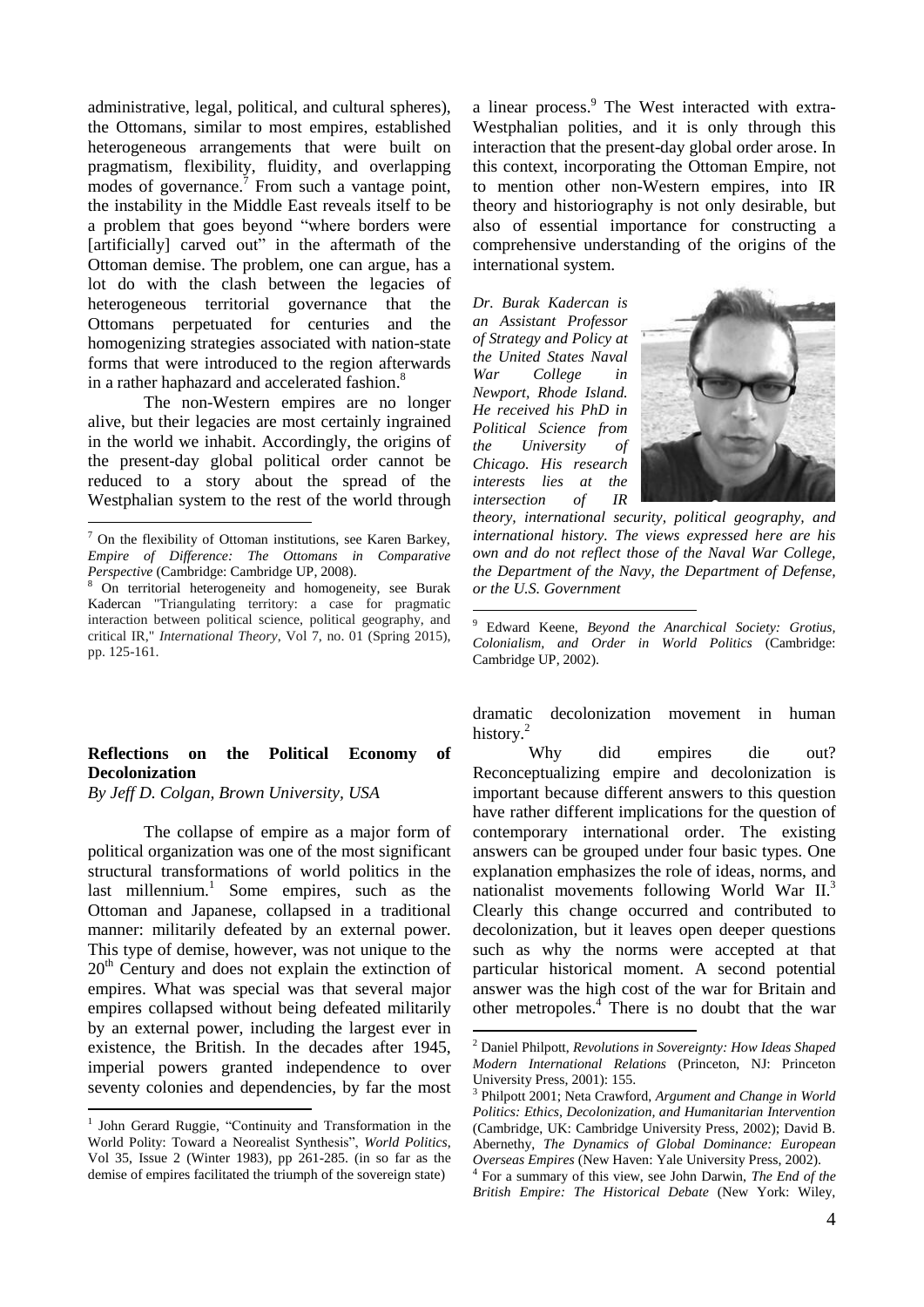administrative, legal, political, and cultural spheres), the Ottomans, similar to most empires, established heterogeneous arrangements that were built on pragmatism, flexibility, fluidity, and overlapping modes of governance.[7] From such a vantage point, the instability in the Middle East reveals itself to be a problem that goes beyond "where borders were [artificially] carved out" in the aftermath of the Ottoman demise. The problem, one can argue, has a lot do with the clash between the legacies of heterogeneous territorial governance that the Ottomans perpetuated for centuries and the homogenizing strategies associated with nation-state forms that were introduced to the region afterwards in a rather haphazard and accelerated fashion.[8]

The non-Western empires are no longer alive, but their legacies are most certainly ingrained in the world we inhabit. Accordingly, the origins of the present-day global political order cannot be reduced to a story about the spread of the Westphalian system to the rest of the world through a linear process.[9] The West interacted with extra-Westphalian polities, and it is only through this interaction that the present-day global order arose. In this context, incorporating the Ottoman Empire, not to mention other non-Western empires, into IR theory and historiography is not only desirable, but also of essential importance for constructing a comprehensive understanding of the origins of the international system.

*Dr. Burak Kadercan is an Assistant Professor of Strategy and Policy at the United States Naval War College in Newport, Rhode Island. He received his PhD in Political Science from the University of Chicago. His research interests lies at the intersection of IR theory, international security, political geography, and international history. The views expressed here are his own and do not reflect those of the Naval War College, the Department of the Navy, the Department of Defense, or the U.S. Government*

[7] On the flexibility of Ottoman institutions, see Karen Barkey, *Empire of Difference: The Ottomans in Comparative Perspective* (Cambridge: Cambridge UP, 2008).

[8] On territorial heterogeneity and homogeneity, see Burak Kadercan "Triangulating territory: a case for pragmatic interaction between political science, political geography, and critical IR," *International Theory*, Vol 7, no. 01 (Spring 2015), pp. 125-161.

[9] Edward Keene, *Beyond the Anarchical Society: Grotius, Colonialism, and Order in World Politics* (Cambridge: Cambridge UP, 2002).

## Reflections on the Political Economy of Decolonization

*By Jeff D. Colgan, Brown University, USA*

The collapse of empire as a major form of political organization was one of the most significant structural transformations of world politics in the last millennium.[1] Some empires, such as the Ottoman and Japanese, collapsed in a traditional manner: militarily defeated by an external power. This type of demise, however, was not unique to the $20^{th}$ Century and does not explain the extinction of empires. What was special was that several major empires collapsed without being defeated militarily by an external power, including the largest ever in existence, the British. In the decades after 1945, imperial powers granted independence to over seventy colonies and dependencies, by far the most dramatic decolonization movement in human history.[2]

Why did empires die out? Reconceptualizing empire and decolonization is important because different answers to this question have rather different implications for the question of contemporary international order. The existing answers can be grouped under four basic types. One explanation emphasizes the role of ideas, norms, and nationalist movements following World War II.[3] Clearly this change occurred and contributed to decolonization, but it leaves open deeper questions such as why the norms were accepted at that particular historical moment. A second potential answer was the high cost of the war for Britain and other metropoles.[4] There is no doubt that the war

[1] John Gerard Ruggie, "Continuity and Transformation in the World Polity: Toward a Neorealist Synthesis", *World Politics*, Vol 35, Issue 2 (Winter 1983), pp 261-285. (in so far as the demise of empires facilitated the triumph of the sovereign state)

[2] Daniel Philpott, *Revolutions in Sovereignty: How Ideas Shaped Modern International Relations* (Princeton, NJ: Princeton University Press, 2001): 155.

[3] Philpott 2001; Neta Crawford, *Argument and Change in World Politics: Ethics, Decolonization, and Humanitarian Intervention* (Cambridge, UK: Cambridge University Press, 2002); David B. Abernethy, *The Dynamics of Global Dominance: European Overseas Empires* (New Haven: Yale University Press, 2002).

[4] For a summary of this view, see John Darwin, *The End of the British Empire: The Historical Debate* (New York: Wiley,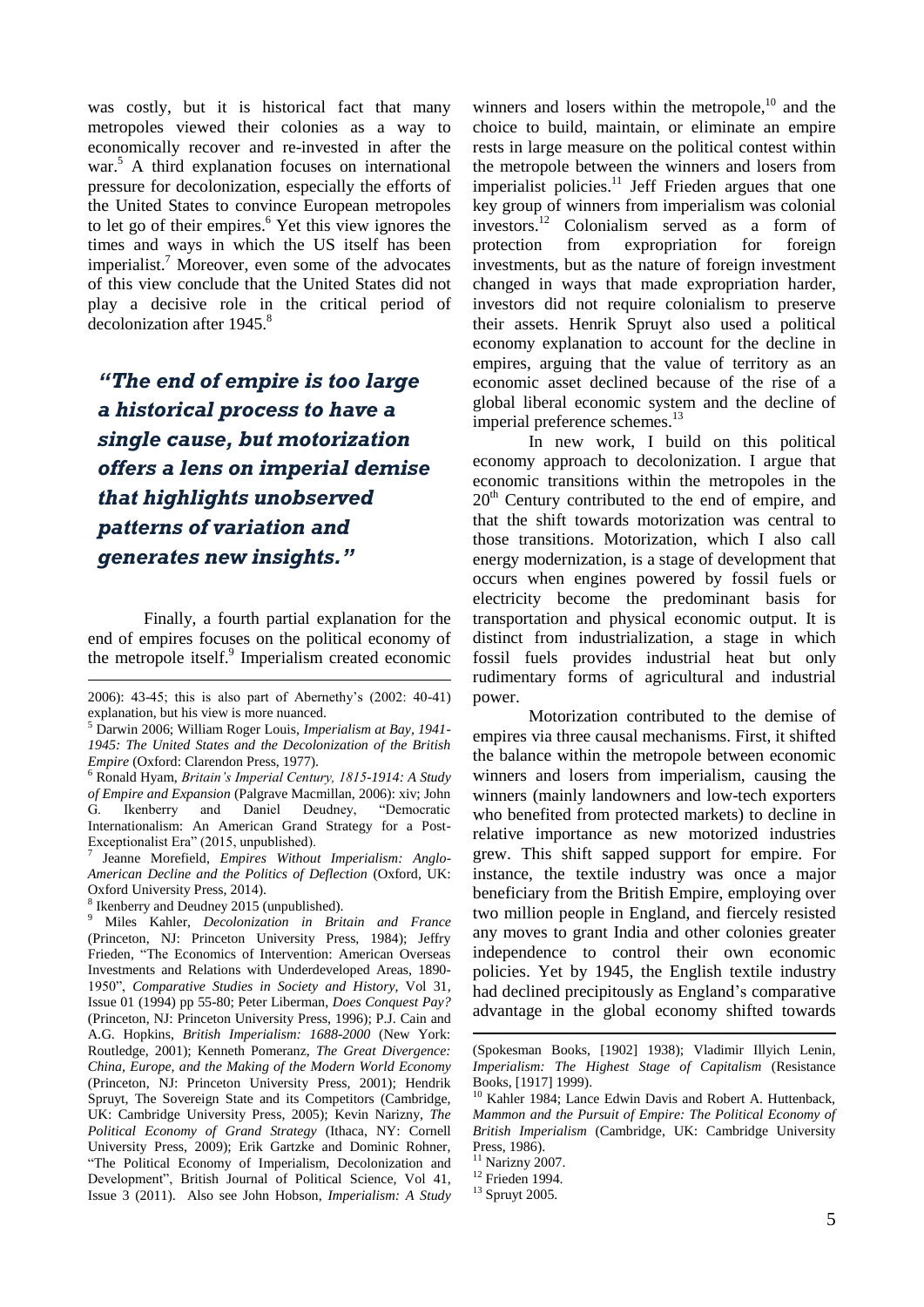was costly, but it is historical fact that many metropoles viewed their colonies as a way to economically recover and re-invested in after the war.[5] A third explanation focuses on international pressure for decolonization, especially the efforts of the United States to convince European metropoles to let go of their empires.[6] Yet this view ignores the times and ways in which the US itself has been imperialist.[7] Moreover, even some of the advocates of this view conclude that the United States did not play a decisive role in the critical period of decolonization after 1945.[8]

> ***"The end of empire is too large a historical process to have a single cause, but motorization offers a lens on imperial demise that highlights unobserved patterns of variation and generates new insights."***

Finally, a fourth partial explanation for the end of empires focuses on the political economy of the metropole itself.[9] Imperialism created economic winners and losers within the metropole,[10] and the choice to build, maintain, or eliminate an empire rests in large measure on the political contest within the metropole between the winners and losers from imperialist policies.[11] Jeff Frieden argues that one key group of winners from imperialism was colonial investors.[12] Colonialism served as a form of protection from expropriation for foreign investments, but as the nature of foreign investment changed in ways that made expropriation harder, investors did not require colonialism to preserve their assets. Henrik Spruyt also used a political economy explanation to account for the decline in empires, arguing that the value of territory as an economic asset declined because of the rise of a global liberal economic system and the decline of imperial preference schemes.[13]

In new work, I build on this political economy approach to decolonization. I argue that economic transitions within the metropoles in the 20th Century contributed to the end of empire, and that the shift towards motorization was central to those transitions. Motorization, which I also call energy modernization, is a stage of development that occurs when engines powered by fossil fuels or electricity become the predominant basis for transportation and physical economic output. It is distinct from industrialization, a stage in which fossil fuels provides industrial heat but only rudimentary forms of agricultural and industrial power.

Motorization contributed to the demise of empires via three causal mechanisms. First, it shifted the balance within the metropole between economic winners and losers from imperialism, causing the winners (mainly landowners and low-tech exporters who benefited from protected markets) to decline in relative importance as new motorized industries grew. This shift sapped support for empire. For instance, the textile industry was once a major beneficiary from the British Empire, employing over two million people in England, and fiercely resisted any moves to grant India and other colonies greater independence to control their own economic policies. Yet by 1945, the English textile industry had declined precipitously as England's comparative advantage in the global economy shifted towards

---

2006): 43-45; this is also part of Abernethy's (2002: 40-41) explanation, but his view is more nuanced.

[5] Darwin 2006; William Roger Louis, *Imperialism at Bay, 1941-1945: The United States and the Decolonization of the British Empire* (Oxford: Clarendon Press, 1977).

[6] Ronald Hyam, *Britain's Imperial Century, 1815-1914: A Study of Empire and Expansion* (Palgrave Macmillan, 2006): xiv; John G. Ikenberry and Daniel Deudney, "Democratic Internationalism: An American Grand Strategy for a Post-Exceptionalist Era" (2015, unpublished).

[7] Jeanne Morefield, *Empires Without Imperialism: Anglo-American Decline and the Politics of Deflection* (Oxford, UK: Oxford University Press, 2014).

[8] Ikenberry and Deudney 2015 (unpublished).

[9] Miles Kahler, *Decolonization in Britain and France* (Princeton, NJ: Princeton University Press, 1984); Jeffry Frieden, "The Economics of Intervention: American Overseas Investments and Relations with Underdeveloped Areas, 1890-1950", *Comparative Studies in Society and History*, Vol 31, Issue 01 (1994) pp 55-80; Peter Liberman, *Does Conquest Pay?* (Princeton, NJ: Princeton University Press, 1996); P.J. Cain and A.G. Hopkins, *British Imperialism: 1688-2000* (New York: Routledge, 2001); Kenneth Pomeranz, *The Great Divergence: China, Europe, and the Making of the Modern World Economy* (Princeton, NJ: Princeton University Press, 2001); Hendrik Spruyt, The Sovereign State and its Competitors (Cambridge, UK: Cambridge University Press, 2005); Kevin Narizny, *The Political Economy of Grand Strategy* (Ithaca, NY: Cornell University Press, 2009); Erik Gartzke and Dominic Rohner, "The Political Economy of Imperialism, Decolonization and Development", British Journal of Political Science, Vol 41, Issue 3 (2011). Also see John Hobson, *Imperialism: A Study* (Spokesman Books, [1902] 1938); Vladimir Illyich Lenin, *Imperialism: The Highest Stage of Capitalism* (Resistance Books, [1917] 1999).

[10] Kahler 1984; Lance Edwin Davis and Robert A. Huttenback, *Mammon and the Pursuit of Empire: The Political Economy of British Imperialism* (Cambridge, UK: Cambridge University Press, 1986).

[11] Narizny 2007.

[12] Frieden 1994.

[13] Spruyt 2005.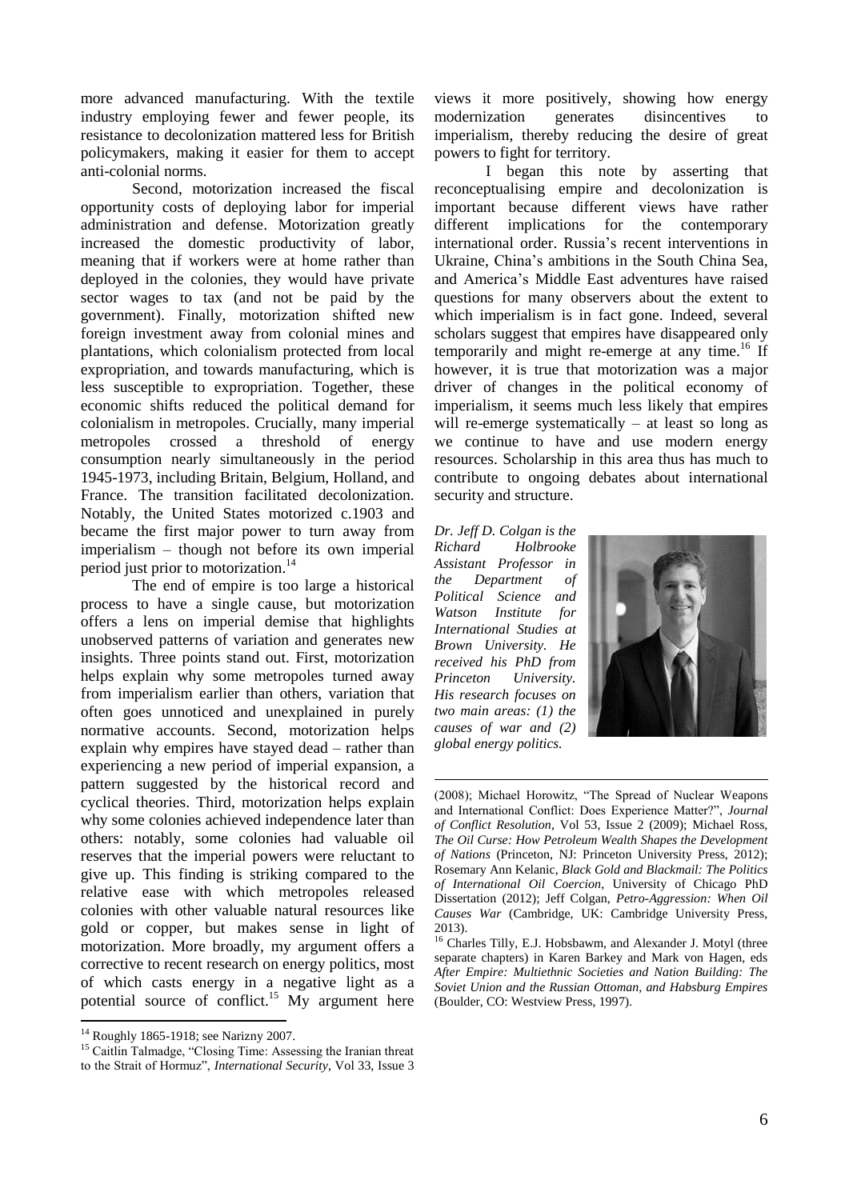more advanced manufacturing. With the textile industry employing fewer and fewer people, its resistance to decolonization mattered less for British policymakers, making it easier for them to accept anti-colonial norms.

Second, motorization increased the fiscal opportunity costs of deploying labor for imperial administration and defense. Motorization greatly increased the domestic productivity of labor, meaning that if workers were at home rather than deployed in the colonies, they would have private sector wages to tax (and not be paid by the government). Finally, motorization shifted new foreign investment away from colonial mines and plantations, which colonialism protected from local expropriation, and towards manufacturing, which is less susceptible to expropriation. Together, these economic shifts reduced the political demand for colonialism in metropoles. Crucially, many imperial metropoles crossed a threshold of energy consumption nearly simultaneously in the period 1945-1973, including Britain, Belgium, Holland, and France. The transition facilitated decolonization. Notably, the United States motorized c.1903 and became the first major power to turn away from imperialism – though not before its own imperial period just prior to motorization.[14]

The end of empire is too large a historical process to have a single cause, but motorization offers a lens on imperial demise that highlights unobserved patterns of variation and generates new insights. Three points stand out. First, motorization helps explain why some metropoles turned away from imperialism earlier than others, variation that often goes unnoticed and unexplained in purely normative accounts. Second, motorization helps explain why empires have stayed dead – rather than experiencing a new period of imperial expansion, a pattern suggested by the historical record and cyclical theories. Third, motorization helps explain why some colonies achieved independence later than others: notably, some colonies had valuable oil reserves that the imperial powers were reluctant to give up. This finding is striking compared to the relative ease with which metropoles released colonies with other valuable natural resources like gold or copper, but makes sense in light of motorization. More broadly, my argument offers a corrective to recent research on energy politics, most of which casts energy in a negative light as a potential source of conflict.[15] My argument here views it more positively, showing how energy modernization generates disincentives to imperialism, thereby reducing the desire of great powers to fight for territory.

I began this note by asserting that reconceptualising empire and decolonization is important because different views have rather different implications for the contemporary international order. Russia's recent interventions in Ukraine, China's ambitions in the South China Sea, and America's Middle East adventures have raised questions for many observers about the extent to which imperialism is in fact gone. Indeed, several scholars suggest that empires have disappeared only temporarily and might re-emerge at any time.[16] If however, it is true that motorization was a major driver of changes in the political economy of imperialism, it seems much less likely that empires will re-emerge systematically – at least so long as we continue to have and use modern energy resources. Scholarship in this area thus has much to contribute to ongoing debates about international security and structure.

*Dr. Jeff D. Colgan is the Richard Holbrooke Assistant Professor in the Department of Political Science and Watson Institute for International Studies at Brown University. He received his PhD from Princeton University. His research focuses on two main areas: (1) the causes of war and (2) global energy politics.*

---

[14] Roughly 1865-1918; see Narizny 2007.

[15] Caitlin Talmadge, "Closing Time: Assessing the Iranian threat to the Strait of Hormuz", *International Security*, Vol 33, Issue 3 (2008); Michael Horowitz, "The Spread of Nuclear Weapons and International Conflict: Does Experience Matter?", *Journal of Conflict Resolution*, Vol 53, Issue 2 (2009); Michael Ross, *The Oil Curse: How Petroleum Wealth Shapes the Development of Nations* (Princeton, NJ: Princeton University Press, 2012); Rosemary Ann Kelanic, *Black Gold and Blackmail: The Politics of International Oil Coercion*, University of Chicago PhD Dissertation (2012); Jeff Colgan, *Petro-Aggression: When Oil Causes War* (Cambridge, UK: Cambridge University Press, 2013).

[16] Charles Tilly, E.J. Hobsbawm, and Alexander J. Motyl (three separate chapters) in Karen Barkey and Mark von Hagen, eds *After Empire: Multiethnic Societies and Nation Building: The Soviet Union and the Russian Ottoman, and Habsburg Empires* (Boulder, CO: Westview Press, 1997).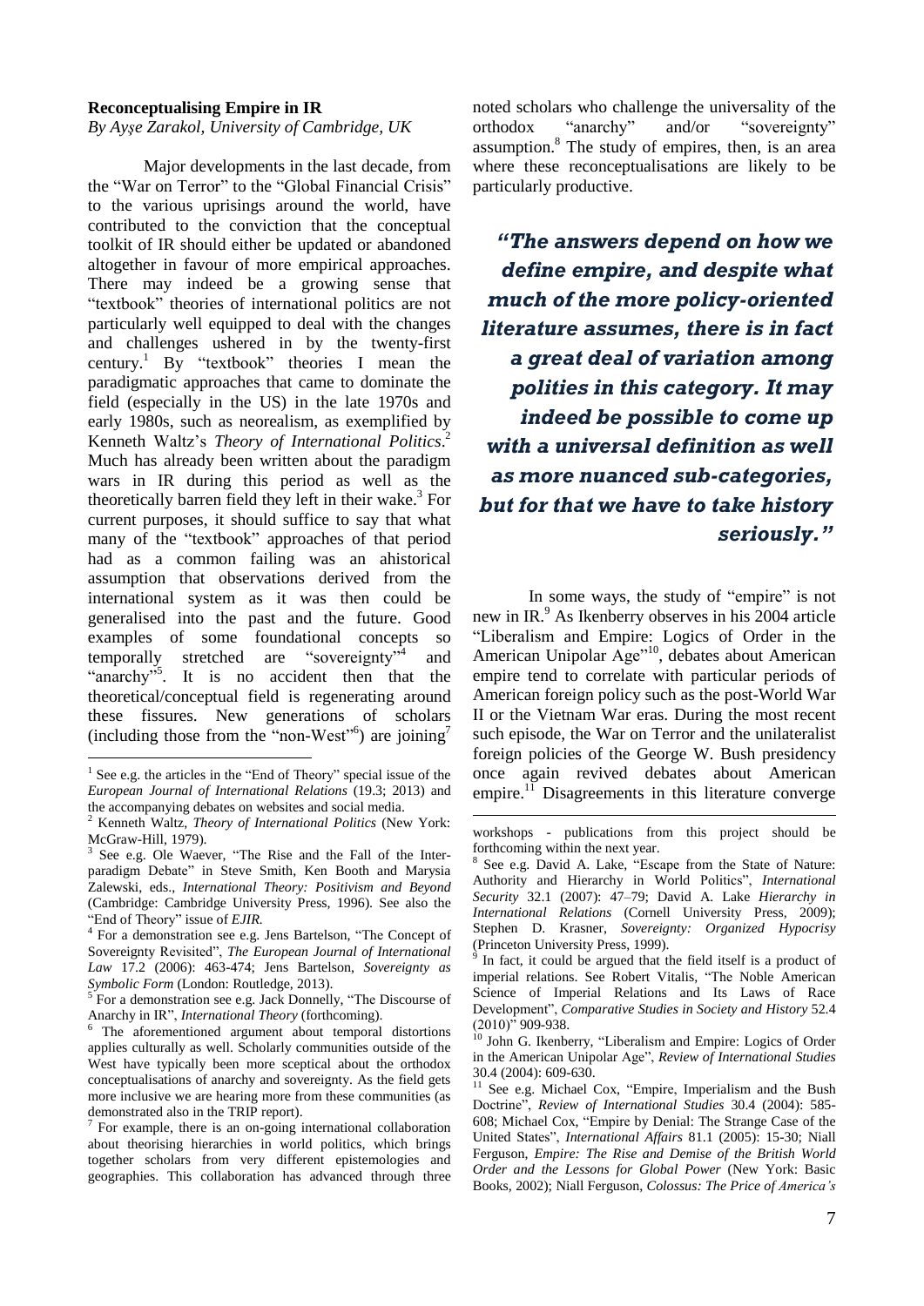## Reconceptualising Empire in IR

*By Ayşe Zarakol, University of Cambridge, UK*

Major developments in the last decade, from the "War on Terror" to the "Global Financial Crisis" to the various uprisings around the world, have contributed to the conviction that the conceptual toolkit of IR should either be updated or abandoned altogether in favour of more empirical approaches. There may indeed be a growing sense that "textbook" theories of international politics are not particularly well equipped to deal with the changes and challenges ushered in by the twenty-first century.[1] By "textbook" theories I mean the paradigmatic approaches that came to dominate the field (especially in the US) in the late 1970s and early 1980s, such as neorealism, as exemplified by Kenneth Waltz's *Theory of International Politics*.[2] Much has already been written about the paradigm wars in IR during this period as well as the theoretically barren field they left in their wake.[3] For current purposes, it should suffice to say that what many of the "textbook" approaches of that period had as a common failing was an ahistorical assumption that observations derived from the international system as it was then could be generalised into the past and the future. Good examples of some foundational concepts so temporally stretched are "sovereignty"[4] and "anarchy"[5]. It is no accident then that the theoretical/conceptual field is regenerating around these fissures. New generations of scholars (including those from the "non-West"[6]) are joining[7] noted scholars who challenge the universality of the orthodox "anarchy" and/or "sovereignty" assumption.[8] The study of empires, then, is an area where these reconceptualisations are likely to be particularly productive.

> ***"The answers depend on how we define empire, and despite what much of the more policy-oriented literature assumes, there is in fact a great deal of variation among polities in this category. It may indeed be possible to come up with a universal definition as well as more nuanced sub-categories, but for that we have to take history seriously."***

In some ways, the study of "empire" is not new in IR.[9] As Ikenberry observes in his 2004 article "Liberalism and Empire: Logics of Order in the American Unipolar Age"[10], debates about American empire tend to correlate with particular periods of American foreign policy such as the post-World War II or the Vietnam War eras. During the most recent such episode, the War on Terror and the unilateralist foreign policies of the George W. Bush presidency once again revived debates about American empire.[11] Disagreements in this literature converge

---

[1] See e.g. the articles in the "End of Theory" special issue of the *European Journal of International Relations* (19.3; 2013) and the accompanying debates on websites and social media.

[2] Kenneth Waltz, *Theory of International Politics* (New York: McGraw-Hill, 1979).

[3] See e.g. Ole Waever, "The Rise and the Fall of the Inter-paradigm Debate" in Steve Smith, Ken Booth and Marysia Zalewski, eds., *International Theory: Positivism and Beyond* (Cambridge: Cambridge University Press, 1996). See also the "End of Theory" issue of *EJIR.*

[4] For a demonstration see e.g. Jens Bartelson, "The Concept of Sovereignty Revisited", *The European Journal of International Law* 17.2 (2006): 463-474; Jens Bartelson, *Sovereignty as Symbolic Form* (London: Routledge, 2013).

[5] For a demonstration see e.g. Jack Donnelly, "The Discourse of Anarchy in IR", *International Theory* (forthcoming).

[6] The aforementioned argument about temporal distortions applies culturally as well. Scholarly communities outside of the West have typically been more sceptical about the orthodox conceptualisations of anarchy and sovereignty. As the field gets more inclusive we are hearing more from these communities (as demonstrated also in the TRIP report).

[7] For example, there is an on-going international collaboration about theorising hierarchies in world politics, which brings together scholars from very different epistemologies and geographies. This collaboration has advanced through three workshops - publications from this project should be forthcoming within the next year.

[8] See e.g. David A. Lake, "Escape from the State of Nature: Authority and Hierarchy in World Politics", *International Security* 32.1 (2007): 47–79; David A. Lake *Hierarchy in International Relations* (Cornell University Press, 2009); Stephen D. Krasner, *Sovereignty: Organized Hypocrisy* (Princeton University Press, 1999).

[9] In fact, it could be argued that the field itself is a product of imperial relations. See Robert Vitalis, "The Noble American Science of Imperial Relations and Its Laws of Race Development", *Comparative Studies in Society and History* 52.4 (2010)" 909-938.

[10] John G. Ikenberry, "Liberalism and Empire: Logics of Order in the American Unipolar Age", *Review of International Studies* 30.4 (2004): 609-630.

[11] See e.g. Michael Cox, "Empire, Imperialism and the Bush Doctrine", *Review of International Studies* 30.4 (2004): 585-608; Michael Cox, "Empire by Denial: The Strange Case of the United States", *International Affairs* 81.1 (2005): 15-30; Niall Ferguson, *Empire: The Rise and Demise of the British World Order and the Lessons for Global Power* (New York: Basic Books, 2002); Niall Ferguson, *Colossus: The Price of America's*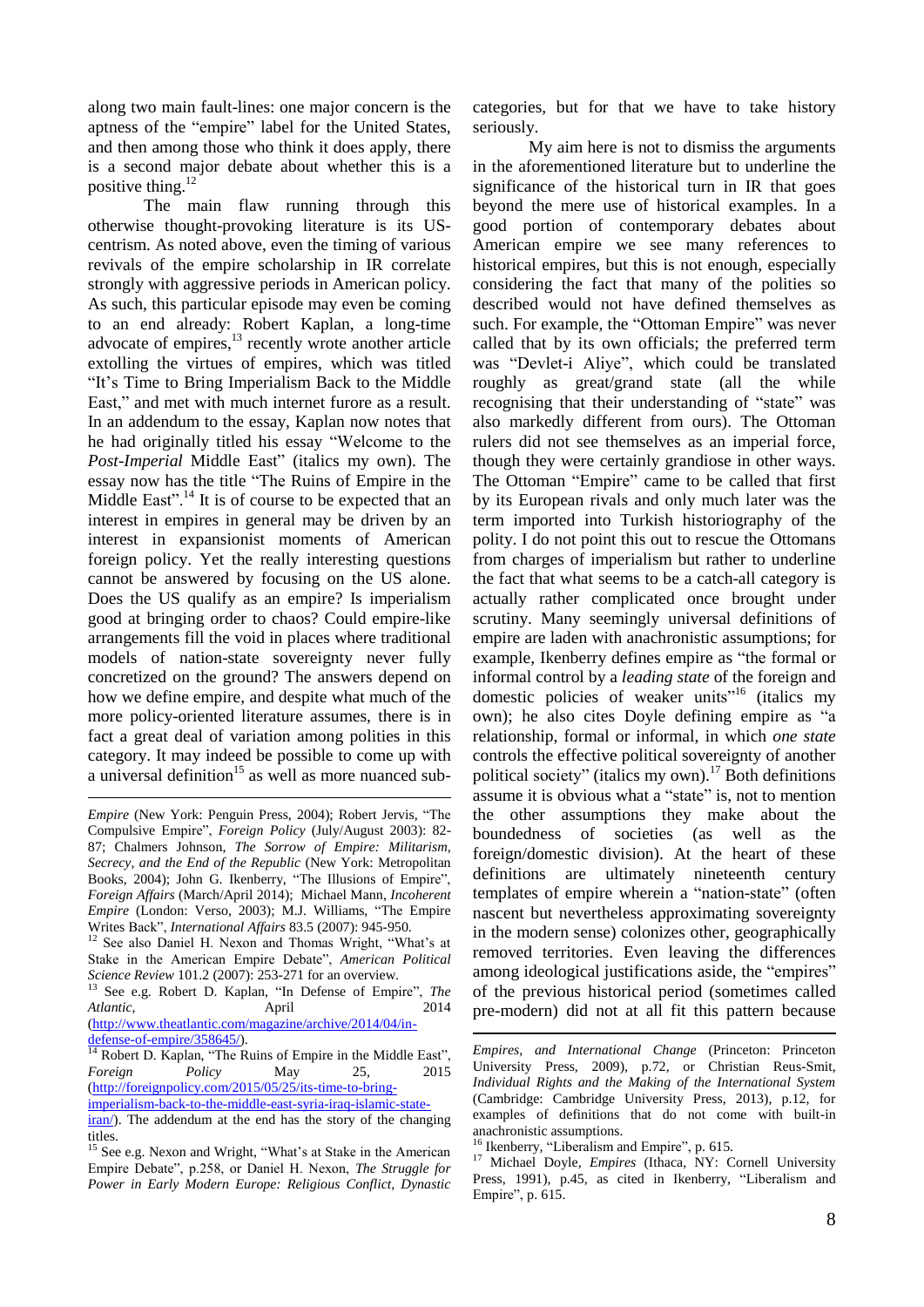along two main fault-lines: one major concern is the aptness of the "empire" label for the United States, and then among those who think it does apply, there is a second major debate about whether this is a positive thing.[12]

The main flaw running through this otherwise thought-provoking literature is its US-centrism. As noted above, even the timing of various revivals of the empire scholarship in IR correlate strongly with aggressive periods in American policy. As such, this particular episode may even be coming to an end already: Robert Kaplan, a long-time advocate of empires,[13] recently wrote another article extolling the virtues of empires, which was titled "It's Time to Bring Imperialism Back to the Middle East," and met with much internet furore as a result. In an addendum to the essay, Kaplan now notes that he had originally titled his essay "Welcome to the *Post-Imperial* Middle East" (italics my own). The essay now has the title "The Ruins of Empire in the Middle East".[14] It is of course to be expected that an interest in empires in general may be driven by an interest in expansionist moments of American foreign policy. Yet the really interesting questions cannot be answered by focusing on the US alone. Does the US qualify as an empire? Is imperialism good at bringing order to chaos? Could empire-like arrangements fill the void in places where traditional models of nation-state sovereignty never fully concretized on the ground? The answers depend on how we define empire, and despite what much of the more policy-oriented literature assumes, there is in fact a great deal of variation among polities in this category. It may indeed be possible to come up with a universal definition[15] as well as more nuanced sub-categories, but for that we have to take history seriously.

My aim here is not to dismiss the arguments in the aforementioned literature but to underline the significance of the historical turn in IR that goes beyond the mere use of historical examples. In a good portion of contemporary debates about American empire we see many references to historical empires, but this is not enough, especially considering the fact that many of the polities so described would not have defined themselves as such. For example, the "Ottoman Empire" was never called that by its own officials; the preferred term was "Devlet-i Aliye", which could be translated roughly as great/grand state (all the while recognising that their understanding of "state" was also markedly different from ours). The Ottoman rulers did not see themselves as an imperial force, though they were certainly grandiose in other ways. The Ottoman "Empire" came to be called that first by its European rivals and only much later was the term imported into Turkish historiography of the polity. I do not point this out to rescue the Ottomans from charges of imperialism but rather to underline the fact that what seems to be a catch-all category is actually rather complicated once brought under scrutiny. Many seemingly universal definitions of empire are laden with anachronistic assumptions; for example, Ikenberry defines empire as "the formal or informal control by a *leading state* of the foreign and domestic policies of weaker units"[16] (italics my own); he also cites Doyle defining empire as "a relationship, formal or informal, in which *one state* controls the effective political sovereignty of another political society" (italics my own).[17] Both definitions assume it is obvious what a "state" is, not to mention the other assumptions they make about the boundedness of societies (as well as the foreign/domestic division). At the heart of these definitions are ultimately nineteenth century templates of empire wherein a "nation-state" (often nascent but nevertheless approximating sovereignty in the modern sense) colonizes other, geographically removed territories. Even leaving the differences among ideological justifications aside, the "empires" of the previous historical period (sometimes called pre-modern) did not at all fit this pattern because

---

*Empire* (New York: Penguin Press, 2004); Robert Jervis, "The Compulsive Empire", *Foreign Policy* (July/August 2003): 82-87; Chalmers Johnson, *The Sorrow of Empire: Militarism, Secrecy, and the End of the Republic* (New York: Metropolitan Books, 2004); John G. Ikenberry, "The Illusions of Empire", *Foreign Affairs* (March/April 2014); Michael Mann, *Incoherent Empire* (London: Verso, 2003); M.J. Williams, "The Empire Writes Back", *International Affairs* 83.5 (2007): 945-950.

[12] See also Daniel H. Nexon and Thomas Wright, "What's at Stake in the American Empire Debate", *American Political Science Review* 101.2 (2007): 253-271 for an overview.

[13] See e.g. Robert D. Kaplan, "In Defense of Empire", *The Atlantic*, April 2014 (http://www.theatlantic.com/magazine/archive/2014/04/in-defense-of-empire/358645/).

[14] Robert D. Kaplan, "The Ruins of Empire in the Middle East", *Foreign Policy* May 25, 2015 (http://foreignpolicy.com/2015/05/25/its-time-to-bring-imperialism-back-to-the-middle-east-syria-iraq-islamic-state-iran/). The addendum at the end has the story of the changing titles.

[15] See e.g. Nexon and Wright, "What's at Stake in the American Empire Debate", p.258, or Daniel H. Nexon, *The Struggle for Power in Early Modern Europe: Religious Conflict, Dynastic Empires, and International Change* (Princeton: Princeton University Press, 2009), p.72, or Christian Reus-Smit, *Individual Rights and the Making of the International System* (Cambridge: Cambridge University Press, 2013), p.12, for examples of definitions that do not come with built-in anachronistic assumptions.

[16] Ikenberry, "Liberalism and Empire", p. 615.

[17] Michael Doyle, *Empires* (Ithaca, NY: Cornell University Press, 1991), p.45, as cited in Ikenberry, "Liberalism and Empire", p. 615.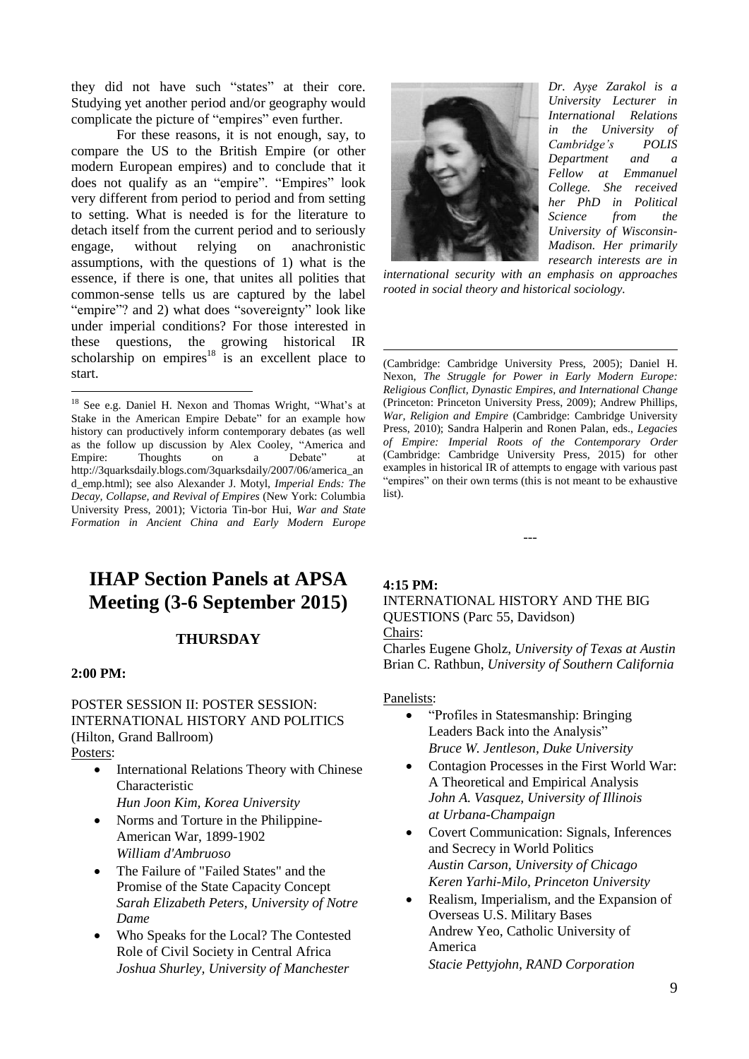they did not have such "states" at their core. Studying yet another period and/or geography would complicate the picture of "empires" even further.

For these reasons, it is not enough, say, to compare the US to the British Empire (or other modern European empires) and to conclude that it does not qualify as an "empire". "Empires" look very different from period to period and from setting to setting. What is needed is for the literature to detach itself from the current period and to seriously engage, without relying on anachronistic assumptions, with the questions of 1) what is the essence, if there is one, that unites all polities that common-sense tells us are captured by the label "empire"? and 2) what does "sovereignty" look like under imperial conditions? For those interested in these questions, the growing historical IR scholarship on empires[18] is an excellent place to start.

*Dr. Ayşe Zarakol is a University Lecturer in International Relations in the University of Cambridge's POLIS Department and a Fellow at Emmanuel College. She received her PhD in Political Science from the University of Wisconsin-Madison. Her primarily research interests are in international security with an emphasis on approaches rooted in social theory and historical sociology.*

---

# IHAP Section Panels at APSA Meeting (3-6 September 2015)

## THURSDAY

**2:00 PM:**

POSTER SESSION II: POSTER SESSION: INTERNATIONAL HISTORY AND POLITICS (Hilton, Grand Ballroom)

Posters:

- International Relations Theory with Chinese Characteristic
  *Hun Joon Kim, Korea University*
- Norms and Torture in the Philippine-American War, 1899-1902
  *William d'Ambruoso*
- The Failure of "Failed States" and the Promise of the State Capacity Concept
  *Sarah Elizabeth Peters, University of Notre Dame*
- Who Speaks for the Local? The Contested Role of Civil Society in Central Africa
  *Joshua Shurley, University of Manchester*

**4:15 PM:**

INTERNATIONAL HISTORY AND THE BIG QUESTIONS (Parc 55, Davidson)

Chairs:

Charles Eugene Gholz, *University of Texas at Austin*
Brian C. Rathbun, *University of Southern California*

Panelists:

- "Profiles in Statesmanship: Bringing Leaders Back into the Analysis"
  *Bruce W. Jentleson, Duke University*
- Contagion Processes in the First World War: A Theoretical and Empirical Analysis
  *John A. Vasquez, University of Illinois at Urbana-Champaign*
- Covert Communication: Signals, Inferences and Secrecy in World Politics
  *Austin Carson, University of Chicago*
  *Keren Yarhi-Milo, Princeton University*
- Realism, Imperialism, and the Expansion of Overseas U.S. Military Bases
  Andrew Yeo, Catholic University of America
  *Stacie Pettyjohn, RAND Corporation*

---

[18] See e.g. Daniel H. Nexon and Thomas Wright, "What's at Stake in the American Empire Debate" for an example how history can productively inform contemporary debates (as well as the follow up discussion by Alex Cooley, "America and Empire: Thoughts on a Debate" at http://3quarksdaily.blogs.com/3quarksdaily/2007/06/america_and_emp.html); see also Alexander J. Motyl, *Imperial Ends: The Decay, Collapse, and Revival of Empires* (New York: Columbia University Press, 2001); Victoria Tin-bor Hui, *War and State Formation in Ancient China and Early Modern Europe* (Cambridge: Cambridge University Press, 2005); Daniel H. Nexon, *The Struggle for Power in Early Modern Europe: Religious Conflict, Dynastic Empires, and International Change* (Princeton: Princeton University Press, 2009); Andrew Phillips, *War, Religion and Empire* (Cambridge: Cambridge University Press, 2010); Sandra Halperin and Ronen Palan, eds., *Legacies of Empire: Imperial Roots of the Contemporary Order* (Cambridge: Cambridge University Press, 2015) for other examples in historical IR of attempts to engage with various past "empires" on their own terms (this is not meant to be exhaustive list).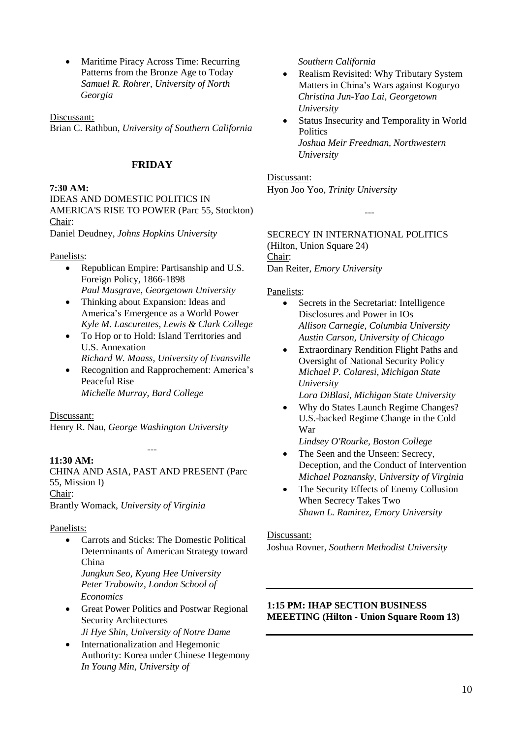- Maritime Piracy Across Time: Recurring Patterns from the Bronze Age to Today
  *Samuel R. Rohrer, University of North Georgia*

Discussant:
Brian C. Rathbun, *University of Southern California*

## FRIDAY

**7:30 AM:**
IDEAS AND DOMESTIC POLITICS IN AMERICA'S RISE TO POWER (Parc 55, Stockton)
Chair:
Daniel Deudney, *Johns Hopkins University*

Panelists:

- Republican Empire: Partisanship and U.S. Foreign Policy, 1866-1898
  *Paul Musgrave, Georgetown University*
- Thinking about Expansion: Ideas and America's Emergence as a World Power
  *Kyle M. Lascurettes, Lewis & Clark College*
- To Hop or to Hold: Island Territories and U.S. Annexation
  *Richard W. Maass, University of Evansville*
- Recognition and Rapprochement: America's Peaceful Rise
  *Michelle Murray, Bard College*

Discussant:
Henry R. Nau, *George Washington University*

---

**11:30 AM:**
CHINA AND ASIA, PAST AND PRESENT (Parc 55, Mission I)
Chair:
Brantly Womack, *University of Virginia*

Panelists:

- Carrots and Sticks: The Domestic Political Determinants of American Strategy toward China
  *Jungkun Seo, Kyung Hee University*
  *Peter Trubowitz, London School of Economics*
- Great Power Politics and Postwar Regional Security Architectures
  *Ji Hye Shin, University of Notre Dame*
- Internationalization and Hegemonic Authority: Korea under Chinese Hegemony
  *In Young Min, University of Southern California*
- Realism Revisited: Why Tributary System Matters in China's Wars against Koguryo
  *Christina Jun-Yao Lai, Georgetown University*
- Status Insecurity and Temporality in World Politics
  *Joshua Meir Freedman, Northwestern University*

Discussant:
Hyon Joo Yoo, *Trinity University*

---

SECRECY IN INTERNATIONAL POLITICS (Hilton, Union Square 24)
Chair:
Dan Reiter, *Emory University*

Panelists:

- Secrets in the Secretariat: Intelligence Disclosures and Power in IOs
  *Allison Carnegie, Columbia University*
  *Austin Carson, University of Chicago*
- Extraordinary Rendition Flight Paths and Oversight of National Security Policy
  *Michael P. Colaresi, Michigan State University*
  *Lora DiBlasi, Michigan State University*
- Why do States Launch Regime Changes? U.S.-backed Regime Change in the Cold War
  *Lindsey O'Rourke, Boston College*
- The Seen and the Unseen: Secrecy, Deception, and the Conduct of Intervention
  *Michael Poznansky, University of Virginia*
- The Security Effects of Enemy Collusion When Secrecy Takes Two
  *Shawn L. Ramirez, Emory University*

Discussant:
Joshua Rovner, *Southern Methodist University*

**1:15 PM: IHAP SECTION BUSINESS MEEETING (Hilton - Union Square Room 13)**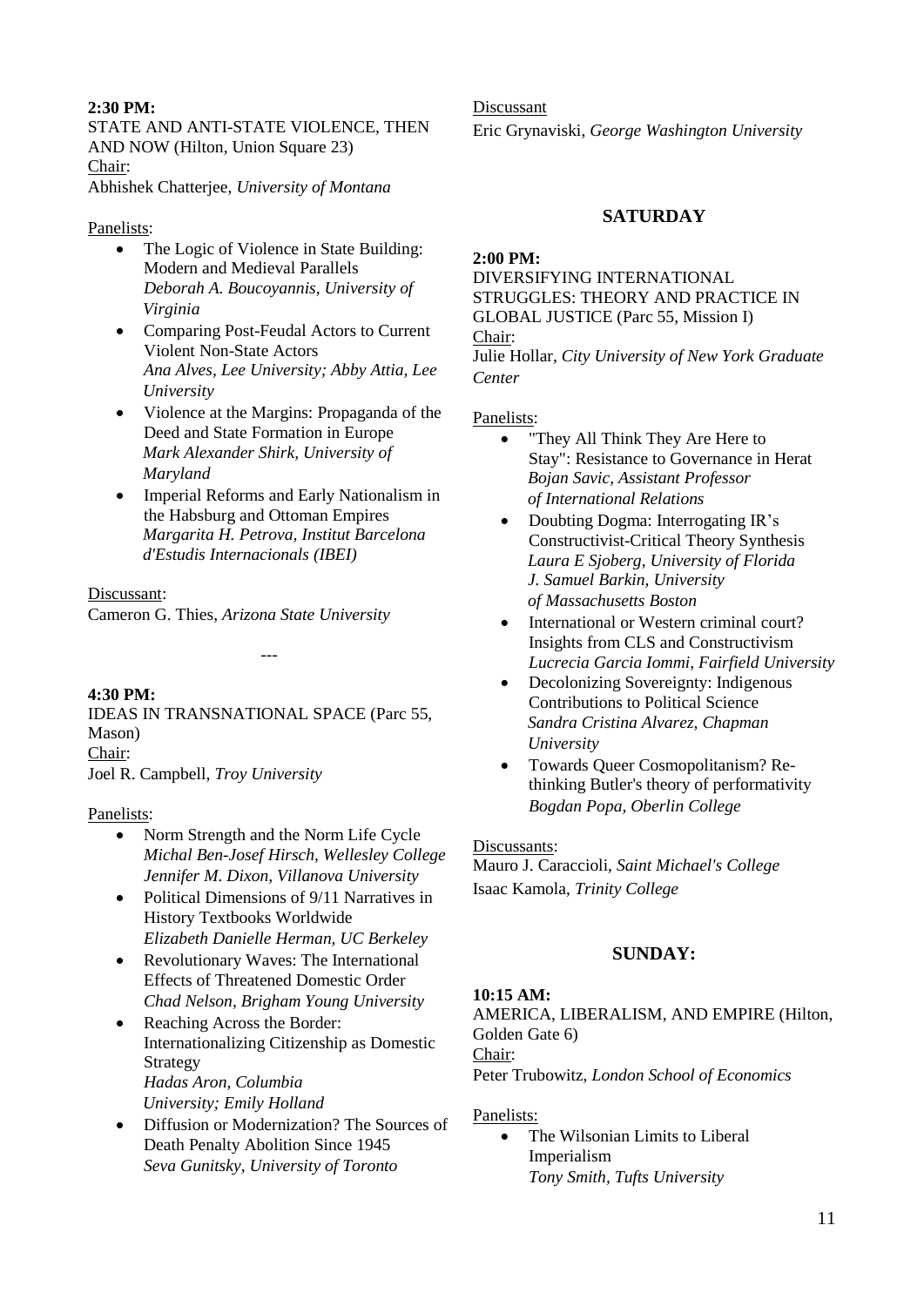**2:30 PM:**
STATE AND ANTI-STATE VIOLENCE, THEN AND NOW (Hilton, Union Square 23)
Chair:
Abhishek Chatterjee, *University of Montana*

Panelists:

- The Logic of Violence in State Building: Modern and Medieval Parallels
  *Deborah A. Boucoyannis, University of Virginia*
- Comparing Post-Feudal Actors to Current Violent Non-State Actors
  *Ana Alves, Lee University; Abby Attia, Lee University*
- Violence at the Margins: Propaganda of the Deed and State Formation in Europe
  *Mark Alexander Shirk, University of Maryland*
- Imperial Reforms and Early Nationalism in the Habsburg and Ottoman Empires
  *Margarita H. Petrova, Institut Barcelona d'Estudis Internacionals (IBEI)*

Discussant:
Cameron G. Thies, *Arizona State University*

---

**4:30 PM:**
IDEAS IN TRANSNATIONAL SPACE (Parc 55, Mason)
Chair:
Joel R. Campbell, *Troy University*

Panelists:

- Norm Strength and the Norm Life Cycle
  *Michal Ben-Josef Hirsch, Wellesley College*
  *Jennifer M. Dixon, Villanova University*
- Political Dimensions of 9/11 Narratives in History Textbooks Worldwide
  *Elizabeth Danielle Herman, UC Berkeley*
- Revolutionary Waves: The International Effects of Threatened Domestic Order
  *Chad Nelson, Brigham Young University*
- Reaching Across the Border: Internationalizing Citizenship as Domestic Strategy
  *Hadas Aron, Columbia University; Emily Holland*
- Diffusion or Modernization? The Sources of Death Penalty Abolition Since 1945
  *Seva Gunitsky, University of Toronto*

Discussant
Eric Grynaviski, *George Washington University*

## SATURDAY

**2:00 PM:**
DIVERSIFYING INTERNATIONAL STRUGGLES: THEORY AND PRACTICE IN GLOBAL JUSTICE (Parc 55, Mission I)
Chair:
Julie Hollar, *City University of New York Graduate Center*

Panelists:

- "They All Think They Are Here to Stay": Resistance to Governance in Herat
  *Bojan Savic, Assistant Professor of International Relations*
- Doubting Dogma: Interrogating IR's Constructivist-Critical Theory Synthesis
  *Laura E Sjoberg, University of Florida*
  *J. Samuel Barkin, University of Massachusetts Boston*
- International or Western criminal court? Insights from CLS and Constructivism
  *Lucrecia Garcia Iommi, Fairfield University*
- Decolonizing Sovereignty: Indigenous Contributions to Political Science
  *Sandra Cristina Alvarez, Chapman University*
- Towards Queer Cosmopolitanism? Re-thinking Butler's theory of performativity
  *Bogdan Popa, Oberlin College*

Discussants:
Mauro J. Caraccioli, *Saint Michael's College*
Isaac Kamola, *Trinity College*

## SUNDAY:

**10:15 AM:**
AMERICA, LIBERALISM, AND EMPIRE (Hilton, Golden Gate 6)
Chair:
Peter Trubowitz, *London School of Economics*

Panelists:

- The Wilsonian Limits to Liberal Imperialism
  *Tony Smith, Tufts University*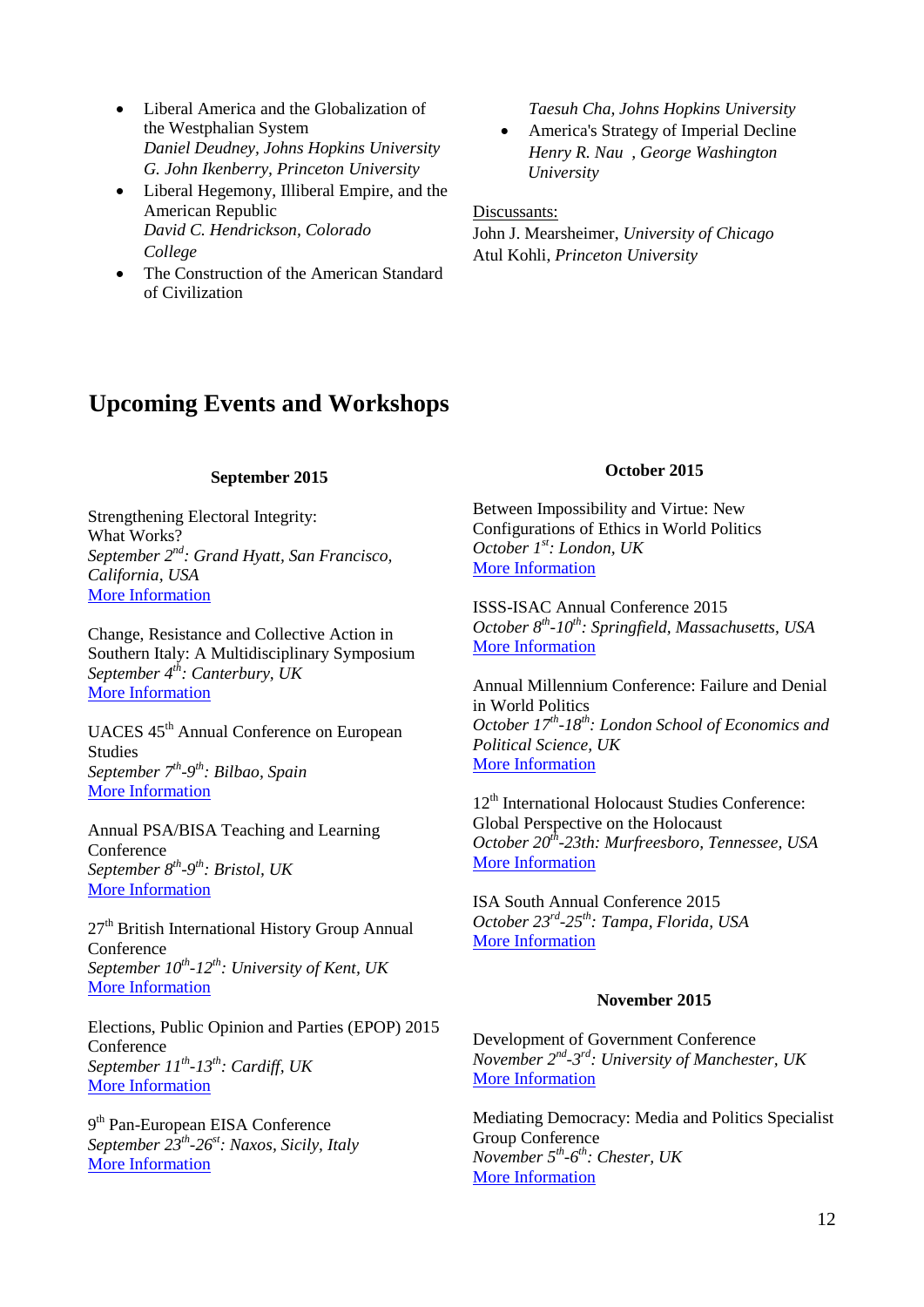- Liberal America and the Globalization of the Westphalian System
  *Daniel Deudney, Johns Hopkins University*
  *G. John Ikenberry, Princeton University*
- Liberal Hegemony, Illiberal Empire, and the American Republic
  *David C. Hendrickson, Colorado College*
- The Construction of the American Standard of Civilization
  *Taesuh Cha, Johns Hopkins University*
- America's Strategy of Imperial Decline
  *Henry R. Nau , George Washington University*

Discussants:
John J. Mearsheimer, *University of Chicago*
Atul Kohli, *Princeton University*

## Upcoming Events and Workshops

### September 2015

Strengthening Electoral Integrity: What Works?
*September 2nd: Grand Hyatt, San Francisco, California, USA*
More Information

Change, Resistance and Collective Action in Southern Italy: A Multidisciplinary Symposium
*September 4th: Canterbury, UK*
More Information

UACES 45th Annual Conference on European Studies
*September 7th-9th: Bilbao, Spain*
More Information

Annual PSA/BISA Teaching and Learning Conference
*September 8th-9th: Bristol, UK*
More Information

27th British International History Group Annual Conference
*September 10th-12th: University of Kent, UK*
More Information

Elections, Public Opinion and Parties (EPOP) 2015 Conference
*September 11th-13th: Cardiff, UK*
More Information

9th Pan-European EISA Conference
*September 23th-26st: Naxos, Sicily, Italy*
More Information

### October 2015

Between Impossibility and Virtue: New Configurations of Ethics in World Politics
*October 1st: London, UK*
More Information

ISSS-ISAC Annual Conference 2015
*October 8th-10th: Springfield, Massachusetts, USA*
More Information

Annual Millennium Conference: Failure and Denial in World Politics
*October 17th-18th: London School of Economics and Political Science, UK*
More Information

12th International Holocaust Studies Conference: Global Perspective on the Holocaust
*October 20th-23th: Murfreesboro, Tennessee, USA*
More Information

ISA South Annual Conference 2015
*October 23rd-25th: Tampa, Florida, USA*
More Information

### November 2015

Development of Government Conference
*November 2nd-3rd: University of Manchester, UK*
More Information

Mediating Democracy: Media and Politics Specialist Group Conference
*November 5th-6th: Chester, UK*
More Information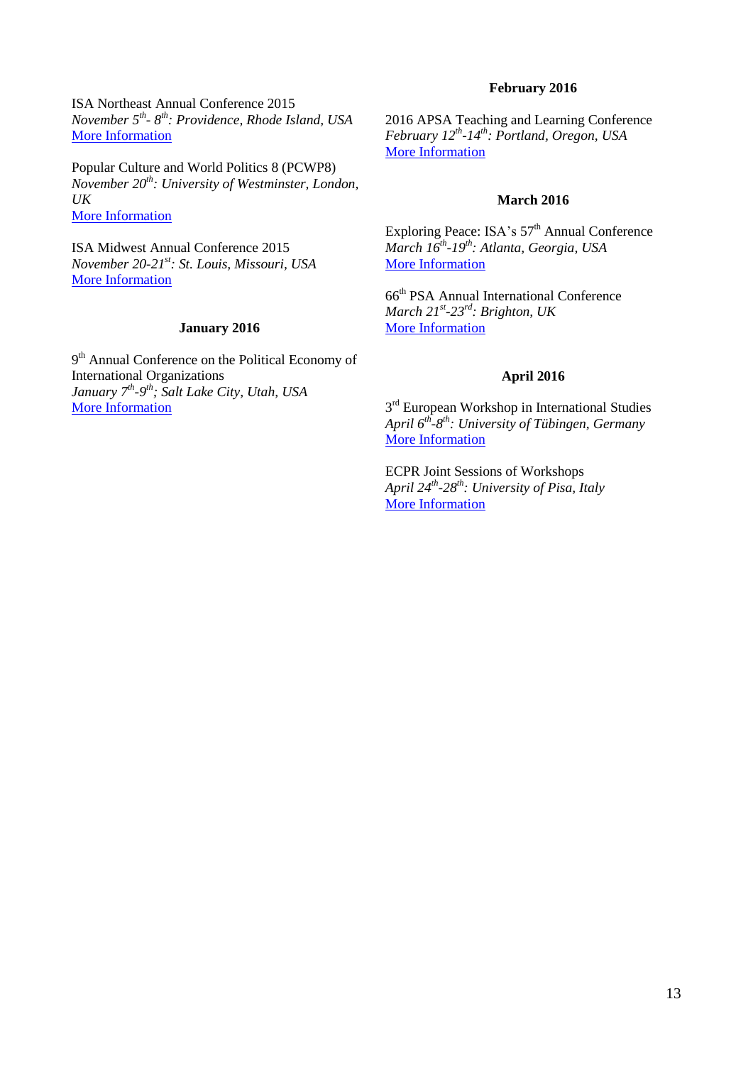ISA Northeast Annual Conference 2015
*November 5th- 8th: Providence, Rhode Island, USA*
More Information

Popular Culture and World Politics 8 (PCWP8)
*November 20th: University of Westminster, London, UK*
More Information

ISA Midwest Annual Conference 2015
*November 20-21st: St. Louis, Missouri, USA*
More Information

**January 2016**

9th Annual Conference on the Political Economy of International Organizations
*January 7th-9th; Salt Lake City, Utah, USA*
More Information

**February 2016**

2016 APSA Teaching and Learning Conference
*February 12th-14th: Portland, Oregon, USA*
More Information

**March 2016**

Exploring Peace: ISA's 57th Annual Conference
*March 16th-19th: Atlanta, Georgia, USA*
More Information

66th PSA Annual International Conference
*March 21st-23rd: Brighton, UK*
More Information

**April 2016**

3rd European Workshop in International Studies
*April 6th-8th: University of Tübingen, Germany*
More Information

ECPR Joint Sessions of Workshops
*April 24th-28th: University of Pisa, Italy*
More Information